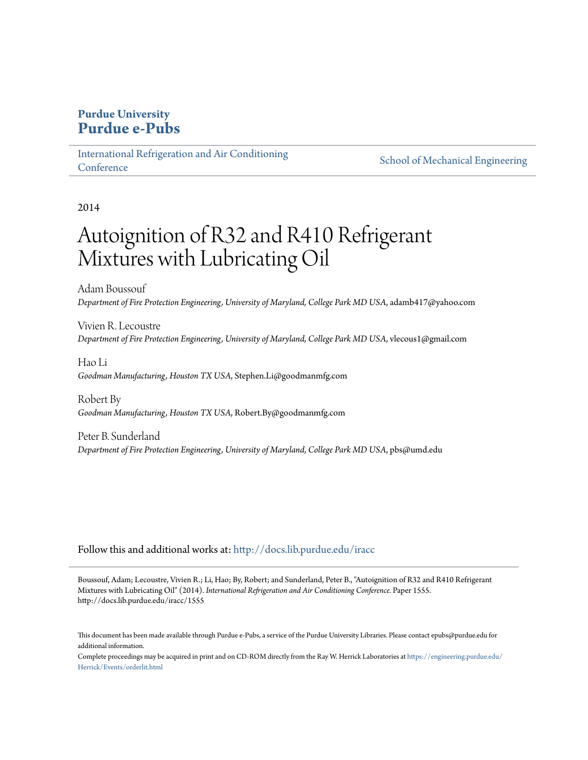**Purdue University**
**Purdue e-Pubs**

International Refrigeration and Air Conditioning Conference | School of Mechanical Engineering

2014

# Autoignition of R32 and R410 Refrigerant Mixtures with Lubricating Oil

Adam Boussouf
*Department of Fire Protection Engineering, University of Maryland, College Park MD USA*, adamb417@yahoo.com

Vivien R. Lecoustre
*Department of Fire Protection Engineering, University of Maryland, College Park MD USA*, vlecous1@gmail.com

Hao Li
*Goodman Manufacturing, Houston TX USA*, Stephen.Li@goodmanmfg.com

Robert By
*Goodman Manufacturing, Houston TX USA*, Robert.By@goodmanmfg.com

Peter B. Sunderland
*Department of Fire Protection Engineering, University of Maryland, College Park MD USA*, pbs@umd.edu

Follow this and additional works at: http://docs.lib.purdue.edu/iracc

Boussouf, Adam; Lecoustre, Vivien R.; Li, Hao; By, Robert; and Sunderland, Peter B., "Autoignition of R32 and R410 Refrigerant Mixtures with Lubricating Oil" (2014). *International Refrigeration and Air Conditioning Conference.* Paper 1555. http://docs.lib.purdue.edu/iracc/1555

This document has been made available through Purdue e-Pubs, a service of the Purdue University Libraries. Please contact epubs@purdue.edu for additional information.
Complete proceedings may be acquired in print and on CD-ROM directly from the Ray W. Herrick Laboratories at https://engineering.purdue.edu/Herrick/Events/orderlit.html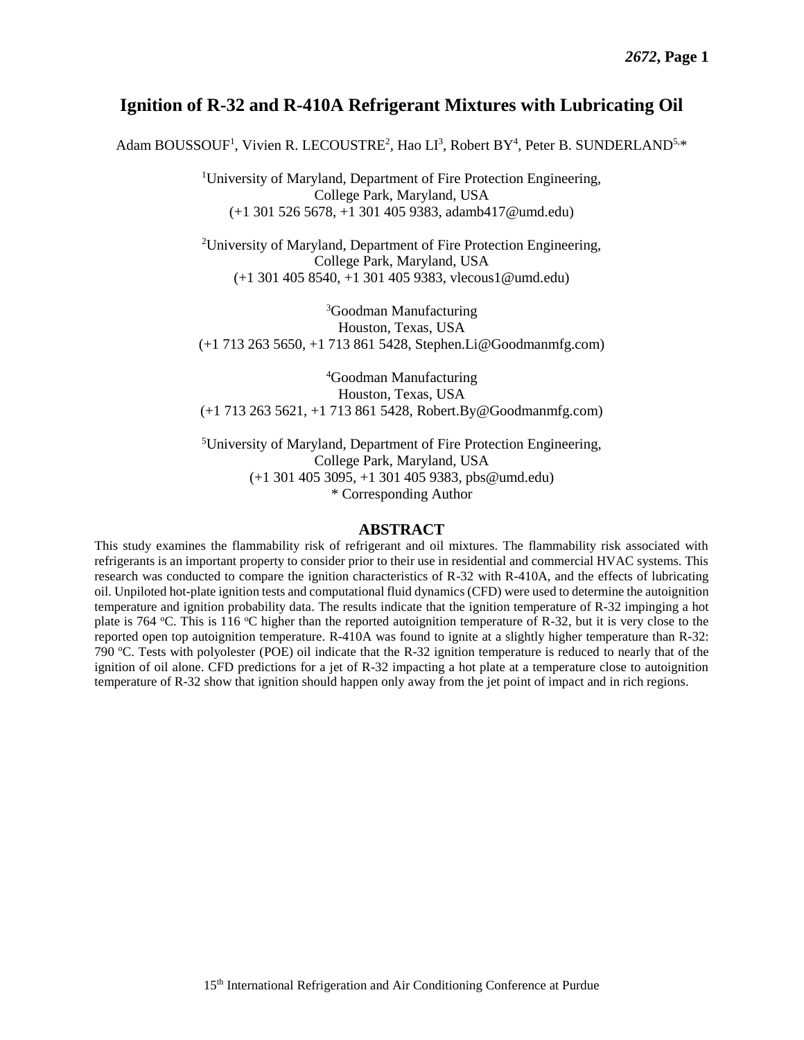# Ignition of R-32 and R-410A Refrigerant Mixtures with Lubricating Oil

Adam BOUSSOUF[1], Vivien R. LECOUSTRE[2], Hao LI[3], Robert BY[4], Peter B. SUNDERLAND[5,*]

[1]University of Maryland, Department of Fire Protection Engineering,
College Park, Maryland, USA
(+1 301 526 5678, +1 301 405 9383, adamb417@umd.edu)

[2]University of Maryland, Department of Fire Protection Engineering,
College Park, Maryland, USA
(+1 301 405 8540, +1 301 405 9383, vlecous1@umd.edu)

[3]Goodman Manufacturing
Houston, Texas, USA
(+1 713 263 5650, +1 713 861 5428, Stephen.Li@Goodmanmfg.com)

[4]Goodman Manufacturing
Houston, Texas, USA
(+1 713 263 5621, +1 713 861 5428, Robert.By@Goodmanmfg.com)

[5]University of Maryland, Department of Fire Protection Engineering,
College Park, Maryland, USA
(+1 301 405 3095, +1 301 405 9383, pbs@umd.edu)
* Corresponding Author

## ABSTRACT

This study examines the flammability risk of refrigerant and oil mixtures. The flammability risk associated with refrigerants is an important property to consider prior to their use in residential and commercial HVAC systems. This research was conducted to compare the ignition characteristics of R-32 with R-410A, and the effects of lubricating oil. Unpiloted hot-plate ignition tests and computational fluid dynamics (CFD) were used to determine the autoignition temperature and ignition probability data. The results indicate that the ignition temperature of R-32 impinging a hot plate is 764 °C. This is 116 °C higher than the reported autoignition temperature of R-32, but it is very close to the reported open top autoignition temperature. R-410A was found to ignite at a slightly higher temperature than R-32: 790 °C. Tests with polyolester (POE) oil indicate that the R-32 ignition temperature is reduced to nearly that of the ignition of oil alone. CFD predictions for a jet of R-32 impacting a hot plate at a temperature close to autoignition temperature of R-32 show that ignition should happen only away from the jet point of impact and in rich regions.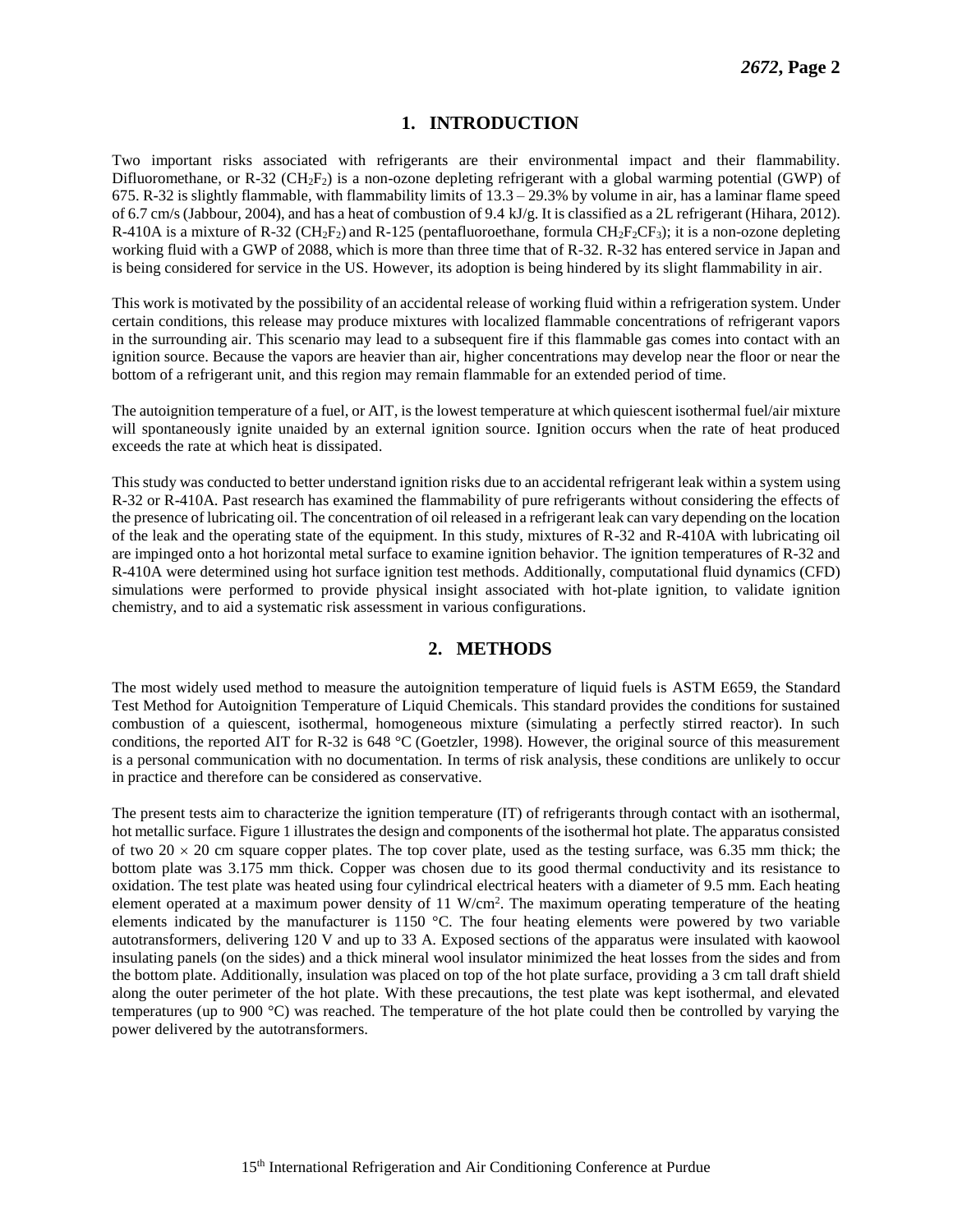## 1. INTRODUCTION

Two important risks associated with refrigerants are their environmental impact and their flammability. Difluoromethane, or R-32 ($CH_2F_2$) is a non-ozone depleting refrigerant with a global warming potential (GWP) of 675. R-32 is slightly flammable, with flammability limits of 13.3 – 29.3% by volume in air, has a laminar flame speed of 6.7 cm/s (Jabbour, 2004), and has a heat of combustion of 9.4 kJ/g. It is classified as a 2L refrigerant (Hihara, 2012). R-410A is a mixture of R-32 ($CH_2F_2$) and R-125 (pentafluoroethane, formula $CH_2F_2CF_3$); it is a non-ozone depleting working fluid with a GWP of 2088, which is more than three time that of R-32. R-32 has entered service in Japan and is being considered for service in the US. However, its adoption is being hindered by its slight flammability in air.

This work is motivated by the possibility of an accidental release of working fluid within a refrigeration system. Under certain conditions, this release may produce mixtures with localized flammable concentrations of refrigerant vapors in the surrounding air. This scenario may lead to a subsequent fire if this flammable gas comes into contact with an ignition source. Because the vapors are heavier than air, higher concentrations may develop near the floor or near the bottom of a refrigerant unit, and this region may remain flammable for an extended period of time.

The autoignition temperature of a fuel, or AIT, is the lowest temperature at which quiescent isothermal fuel/air mixture will spontaneously ignite unaided by an external ignition source. Ignition occurs when the rate of heat produced exceeds the rate at which heat is dissipated.

This study was conducted to better understand ignition risks due to an accidental refrigerant leak within a system using R-32 or R-410A. Past research has examined the flammability of pure refrigerants without considering the effects of the presence of lubricating oil. The concentration of oil released in a refrigerant leak can vary depending on the location of the leak and the operating state of the equipment. In this study, mixtures of R-32 and R-410A with lubricating oil are impinged onto a hot horizontal metal surface to examine ignition behavior. The ignition temperatures of R-32 and R-410A were determined using hot surface ignition test methods. Additionally, computational fluid dynamics (CFD) simulations were performed to provide physical insight associated with hot-plate ignition, to validate ignition chemistry, and to aid a systematic risk assessment in various configurations.

## 2. METHODS

The most widely used method to measure the autoignition temperature of liquid fuels is ASTM E659, the Standard Test Method for Autoignition Temperature of Liquid Chemicals. This standard provides the conditions for sustained combustion of a quiescent, isothermal, homogeneous mixture (simulating a perfectly stirred reactor). In such conditions, the reported AIT for R-32 is 648 °C (Goetzler, 1998). However, the original source of this measurement is a personal communication with no documentation. In terms of risk analysis, these conditions are unlikely to occur in practice and therefore can be considered as conservative.

The present tests aim to characterize the ignition temperature (IT) of refrigerants through contact with an isothermal, hot metallic surface. Figure 1 illustrates the design and components of the isothermal hot plate. The apparatus consisted of two 20 × 20 cm square copper plates. The top cover plate, used as the testing surface, was 6.35 mm thick; the bottom plate was 3.175 mm thick. Copper was chosen due to its good thermal conductivity and its resistance to oxidation. The test plate was heated using four cylindrical electrical heaters with a diameter of 9.5 mm. Each heating element operated at a maximum power density of 11 W/cm$^2$. The maximum operating temperature of the heating elements indicated by the manufacturer is 1150 °C. The four heating elements were powered by two variable autotransformers, delivering 120 V and up to 33 A. Exposed sections of the apparatus were insulated with kaowool insulating panels (on the sides) and a thick mineral wool insulator minimized the heat losses from the sides and from the bottom plate. Additionally, insulation was placed on top of the hot plate surface, providing a 3 cm tall draft shield along the outer perimeter of the hot plate. With these precautions, the test plate was kept isothermal, and elevated temperatures (up to 900 °C) was reached. The temperature of the hot plate could then be controlled by varying the power delivered by the autotransformers.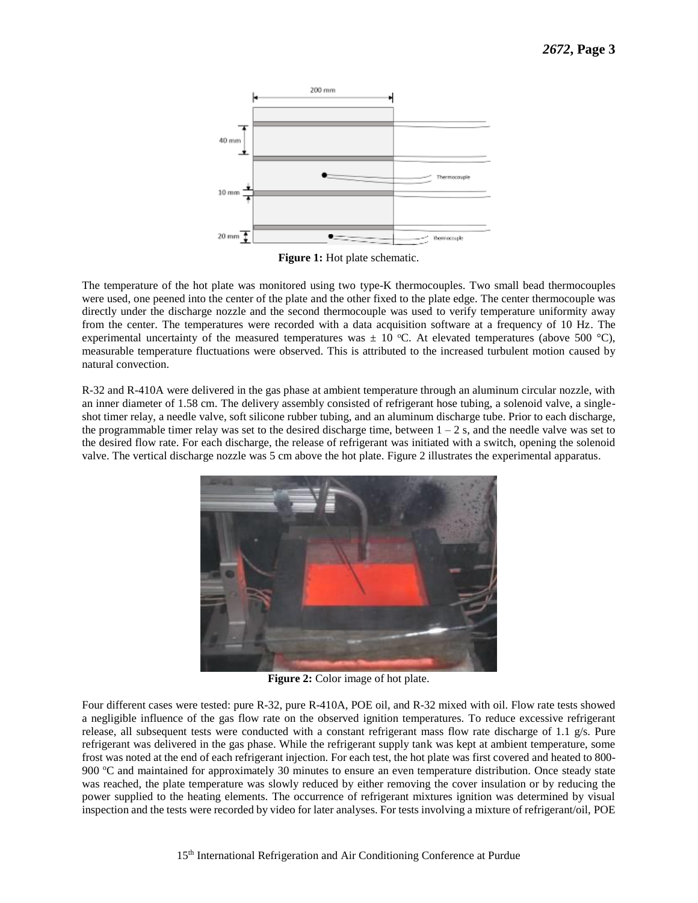**Figure 1:** Hot plate schematic.

The temperature of the hot plate was monitored using two type-K thermocouples. Two small bead thermocouples were used, one peened into the center of the plate and the other fixed to the plate edge. The center thermocouple was directly under the discharge nozzle and the second thermocouple was used to verify temperature uniformity away from the center. The temperatures were recorded with a data acquisition software at a frequency of 10 Hz. The experimental uncertainty of the measured temperatures was ± 10 °C. At elevated temperatures (above 500 °C), measurable temperature fluctuations were observed. This is attributed to the increased turbulent motion caused by natural convection.

R-32 and R-410A were delivered in the gas phase at ambient temperature through an aluminum circular nozzle, with an inner diameter of 1.58 cm. The delivery assembly consisted of refrigerant hose tubing, a solenoid valve, a single-shot timer relay, a needle valve, soft silicone rubber tubing, and an aluminum discharge tube. Prior to each discharge, the programmable timer relay was set to the desired discharge time, between 1 – 2 s, and the needle valve was set to the desired flow rate. For each discharge, the release of refrigerant was initiated with a switch, opening the solenoid valve. The vertical discharge nozzle was 5 cm above the hot plate. Figure 2 illustrates the experimental apparatus.

**Figure 2:** Color image of hot plate.

Four different cases were tested: pure R-32, pure R-410A, POE oil, and R-32 mixed with oil. Flow rate tests showed a negligible influence of the gas flow rate on the observed ignition temperatures. To reduce excessive refrigerant release, all subsequent tests were conducted with a constant refrigerant mass flow rate discharge of 1.1 g/s. Pure refrigerant was delivered in the gas phase. While the refrigerant supply tank was kept at ambient temperature, some frost was noted at the end of each refrigerant injection. For each test, the hot plate was first covered and heated to 800-900 °C and maintained for approximately 30 minutes to ensure an even temperature distribution. Once steady state was reached, the plate temperature was slowly reduced by either removing the cover insulation or by reducing the power supplied to the heating elements. The occurrence of refrigerant mixtures ignition was determined by visual inspection and the tests were recorded by video for later analyses. For tests involving a mixture of refrigerant/oil, POE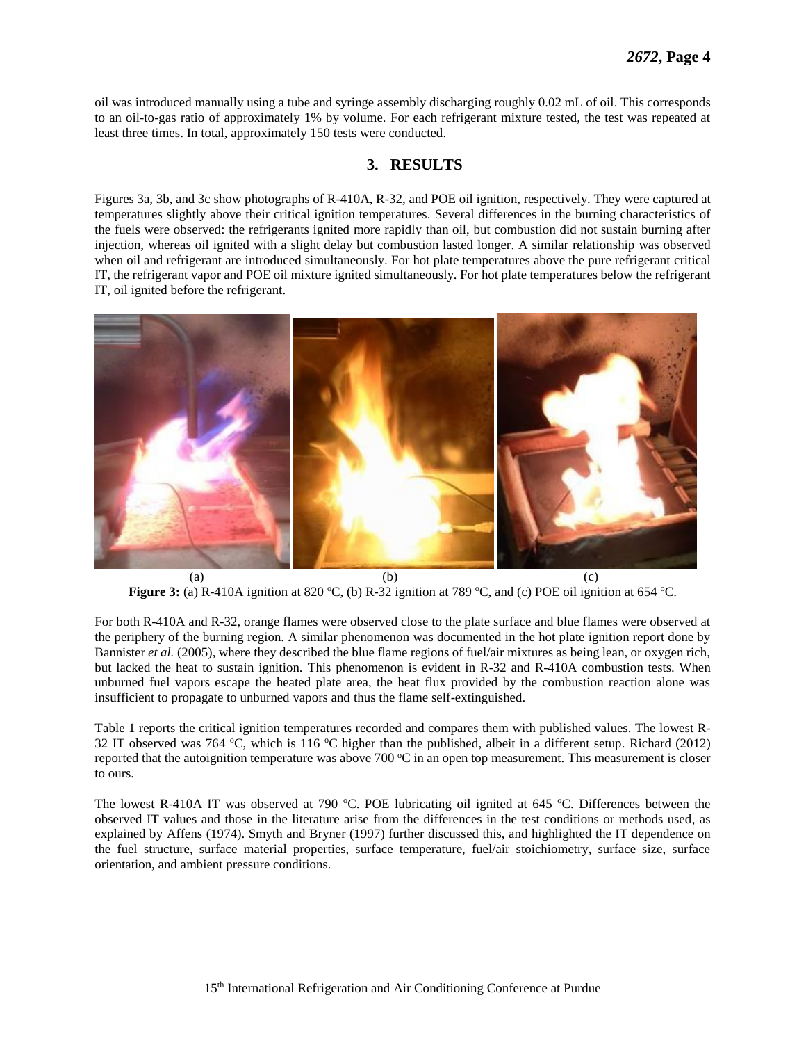oil was introduced manually using a tube and syringe assembly discharging roughly 0.02 mL of oil. This corresponds to an oil-to-gas ratio of approximately 1% by volume. For each refrigerant mixture tested, the test was repeated at least three times. In total, approximately 150 tests were conducted.

## 3. RESULTS

Figures 3a, 3b, and 3c show photographs of R-410A, R-32, and POE oil ignition, respectively. They were captured at temperatures slightly above their critical ignition temperatures. Several differences in the burning characteristics of the fuels were observed: the refrigerants ignited more rapidly than oil, but combustion did not sustain burning after injection, whereas oil ignited with a slight delay but combustion lasted longer. A similar relationship was observed when oil and refrigerant are introduced simultaneously. For hot plate temperatures above the pure refrigerant critical IT, the refrigerant vapor and POE oil mixture ignited simultaneously. For hot plate temperatures below the refrigerant IT, oil ignited before the refrigerant.

(a) (b) (c)

**Figure 3:** (a) R-410A ignition at 820 $^{o}$C, (b) R-32 ignition at 789 $^{o}$C, and (c) POE oil ignition at 654 $^{o}$C.

For both R-410A and R-32, orange flames were observed close to the plate surface and blue flames were observed at the periphery of the burning region. A similar phenomenon was documented in the hot plate ignition report done by Bannister *et al.* (2005), where they described the blue flame regions of fuel/air mixtures as being lean, or oxygen rich, but lacked the heat to sustain ignition. This phenomenon is evident in R-32 and R-410A combustion tests. When unburned fuel vapors escape the heated plate area, the heat flux provided by the combustion reaction alone was insufficient to propagate to unburned vapors and thus the flame self-extinguished.

Table 1 reports the critical ignition temperatures recorded and compares them with published values. The lowest R-32 IT observed was 764 $^{o}$C, which is 116 $^{o}$C higher than the published, albeit in a different setup. Richard (2012) reported that the autoignition temperature was above 700 $^{o}$C in an open top measurement. This measurement is closer to ours.

The lowest R-410A IT was observed at 790 $^{o}$C. POE lubricating oil ignited at 645 $^{o}$C. Differences between the observed IT values and those in the literature arise from the differences in the test conditions or methods used, as explained by Affens (1974). Smyth and Bryner (1997) further discussed this, and highlighted the IT dependence on the fuel structure, surface material properties, surface temperature, fuel/air stoichiometry, surface size, surface orientation, and ambient pressure conditions.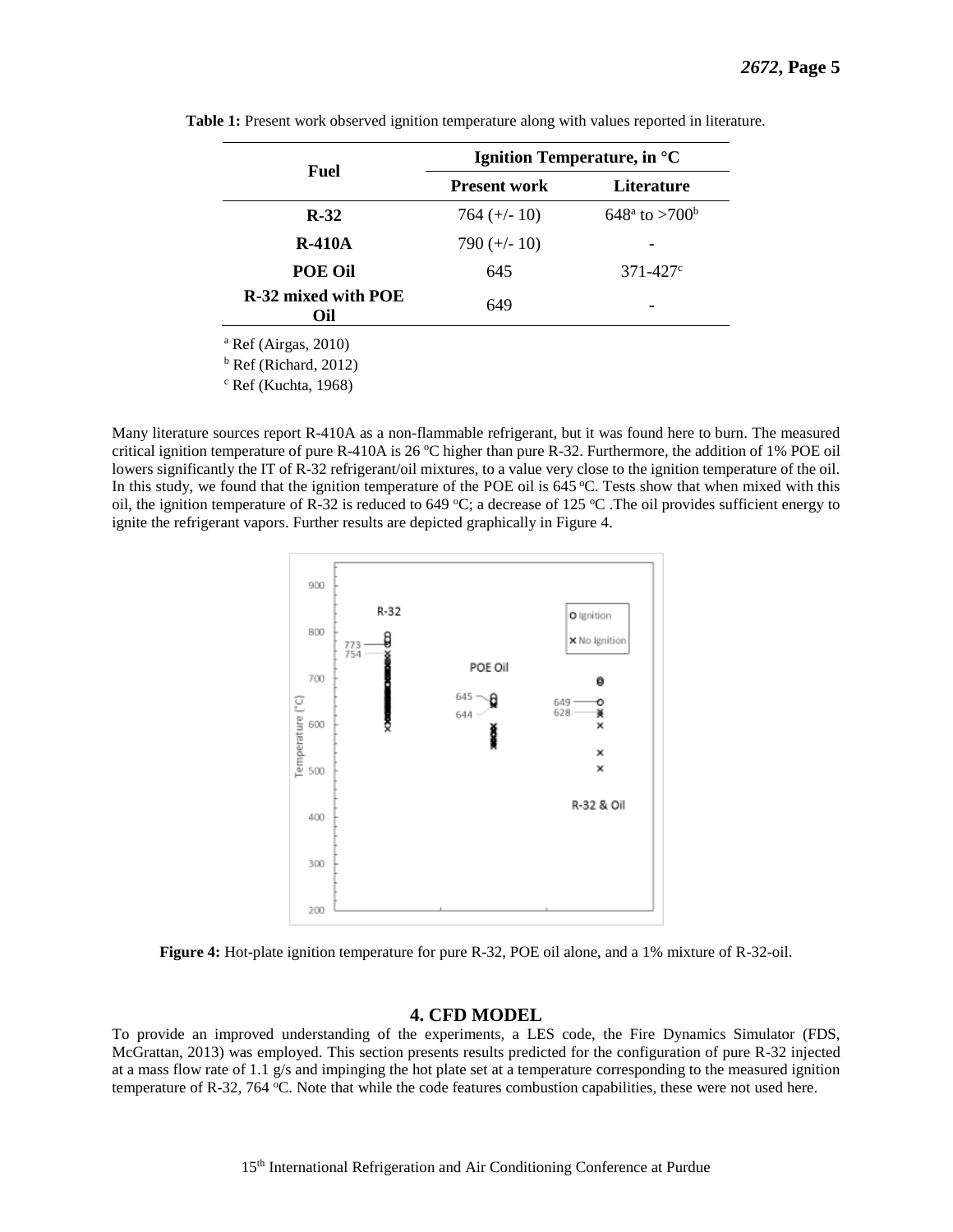**Table 1:** Present work observed ignition temperature along with values reported in literature.

| Fuel | Ignition Temperature, in °C | |
|---|---|---|
| | **Present work** | **Literature** |
| **R-32** | 764 (+/- 10) | 648[a] to >700[b] |
| **R-410A** | 790 (+/- 10) | - |
| **POE Oil** | 645 | 371-427[c] |
| **R-32 mixed with POE Oil** | 649 | - |

[a] Ref (Airgas, 2010)

[b] Ref (Richard, 2012)

[c] Ref (Kuchta, 1968)

Many literature sources report R-410A as a non-flammable refrigerant, but it was found here to burn. The measured critical ignition temperature of pure R-410A is 26 °C higher than pure R-32. Furthermore, the addition of 1% POE oil lowers significantly the IT of R-32 refrigerant/oil mixtures, to a value very close to the ignition temperature of the oil. In this study, we found that the ignition temperature of the POE oil is 645 °C. Tests show that when mixed with this oil, the ignition temperature of R-32 is reduced to 649 °C; a decrease of 125 °C .The oil provides sufficient energy to ignite the refrigerant vapors. Further results are depicted graphically in Figure 4.

**Figure 4:** Hot-plate ignition temperature for pure R-32, POE oil alone, and a 1% mixture of R-32-oil.

## 4. CFD MODEL

To provide an improved understanding of the experiments, a LES code, the Fire Dynamics Simulator (FDS, McGrattan, 2013) was employed. This section presents results predicted for the configuration of pure R-32 injected at a mass flow rate of 1.1 g/s and impinging the hot plate set at a temperature corresponding to the measured ignition temperature of R-32, 764 °C. Note that while the code features combustion capabilities, these were not used here.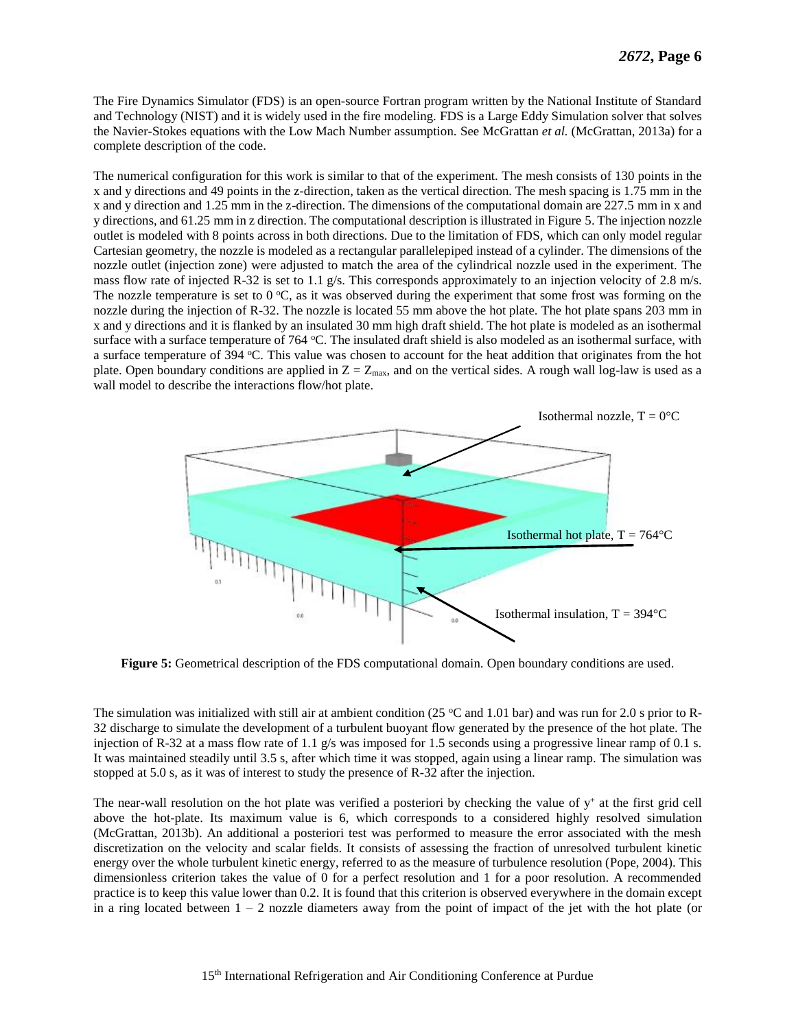The Fire Dynamics Simulator (FDS) is an open-source Fortran program written by the National Institute of Standard and Technology (NIST) and it is widely used in the fire modeling. FDS is a Large Eddy Simulation solver that solves the Navier-Stokes equations with the Low Mach Number assumption. See McGrattan *et al.* (McGrattan, 2013a) for a complete description of the code.

The numerical configuration for this work is similar to that of the experiment. The mesh consists of 130 points in the x and y directions and 49 points in the z-direction, taken as the vertical direction. The mesh spacing is 1.75 mm in the x and y direction and 1.25 mm in the z-direction. The dimensions of the computational domain are 227.5 mm in x and y directions, and 61.25 mm in z direction. The computational description is illustrated in Figure 5. The injection nozzle outlet is modeled with 8 points across in both directions. Due to the limitation of FDS, which can only model regular Cartesian geometry, the nozzle is modeled as a rectangular parallelepiped instead of a cylinder. The dimensions of the nozzle outlet (injection zone) were adjusted to match the area of the cylindrical nozzle used in the experiment. The mass flow rate of injected R-32 is set to 1.1 g/s. This corresponds approximately to an injection velocity of 2.8 m/s. The nozzle temperature is set to 0 °C, as it was observed during the experiment that some frost was forming on the nozzle during the injection of R-32. The nozzle is located 55 mm above the hot plate. The hot plate spans 203 mm in x and y directions and it is flanked by an insulated 30 mm high draft shield. The hot plate is modeled as an isothermal surface with a surface temperature of 764 °C. The insulated draft shield is also modeled as an isothermal surface, with a surface temperature of 394 °C. This value was chosen to account for the heat addition that originates from the hot plate. Open boundary conditions are applied in $Z = Z_{max}$, and on the vertical sides. A rough wall log-law is used as a wall model to describe the interactions flow/hot plate.

Isothermal nozzle, T = 0°C

Isothermal hot plate, T = 764°C

Isothermal insulation, T = 394°C

**Figure 5:** Geometrical description of the FDS computational domain. Open boundary conditions are used.

The simulation was initialized with still air at ambient condition (25 °C and 1.01 bar) and was run for 2.0 s prior to R-32 discharge to simulate the development of a turbulent buoyant flow generated by the presence of the hot plate. The injection of R-32 at a mass flow rate of 1.1 g/s was imposed for 1.5 seconds using a progressive linear ramp of 0.1 s. It was maintained steadily until 3.5 s, after which time it was stopped, again using a linear ramp. The simulation was stopped at 5.0 s, as it was of interest to study the presence of R-32 after the injection.

The near-wall resolution on the hot plate was verified a posteriori by checking the value of $y^+$ at the first grid cell above the hot-plate. Its maximum value is 6, which corresponds to a considered highly resolved simulation (McGrattan, 2013b). An additional a posteriori test was performed to measure the error associated with the mesh discretization on the velocity and scalar fields. It consists of assessing the fraction of unresolved turbulent kinetic energy over the whole turbulent kinetic energy, referred to as the measure of turbulence resolution (Pope, 2004). This dimensionless criterion takes the value of 0 for a perfect resolution and 1 for a poor resolution. A recommended practice is to keep this value lower than 0.2. It is found that this criterion is observed everywhere in the domain except in a ring located between 1 – 2 nozzle diameters away from the point of impact of the jet with the hot plate (or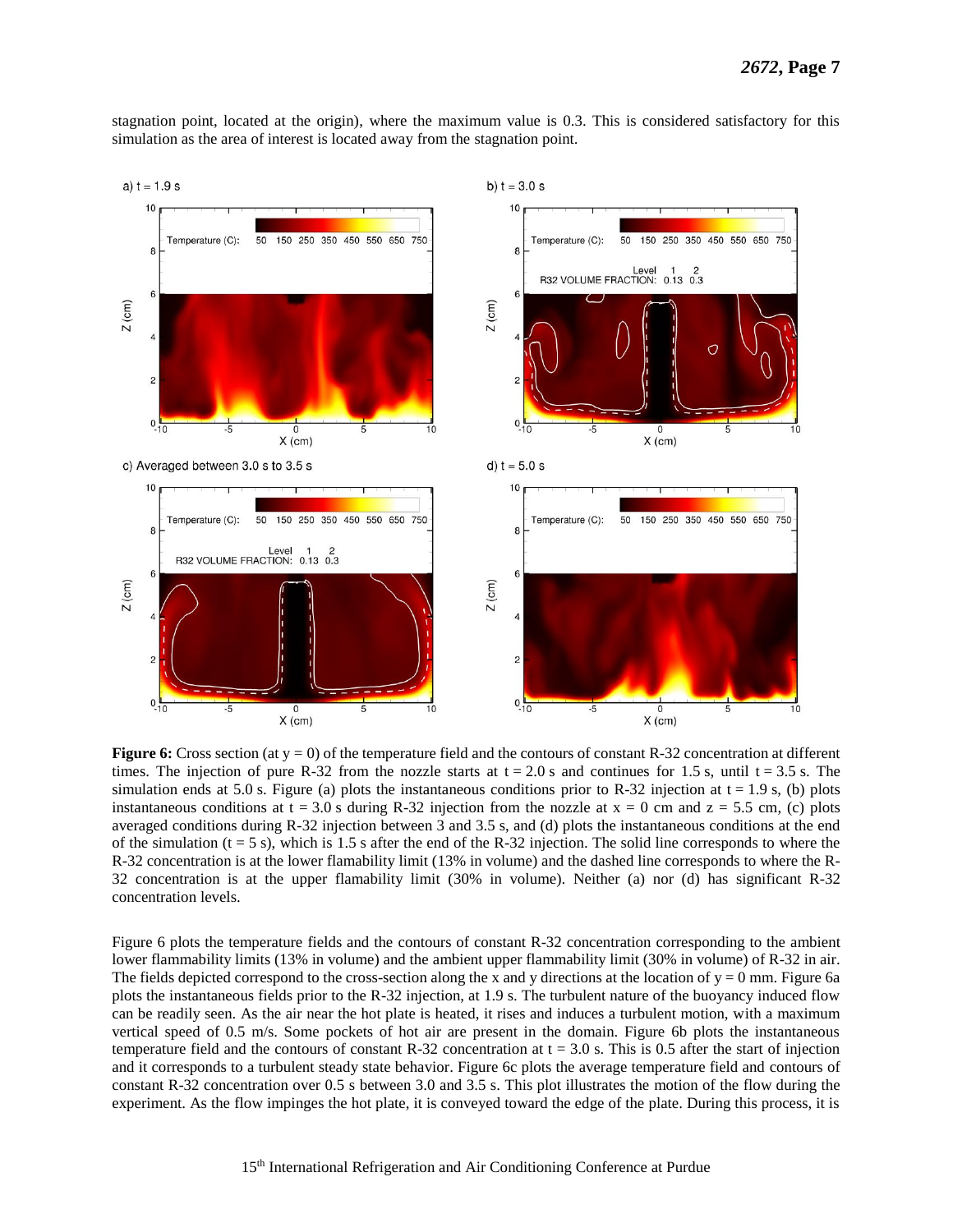stagnation point, located at the origin), where the maximum value is 0.3. This is considered satisfactory for this simulation as the area of interest is located away from the stagnation point.

**Figure 6:** Cross section (at y = 0) of the temperature field and the contours of constant R-32 concentration at different times. The injection of pure R-32 from the nozzle starts at t = 2.0 s and continues for 1.5 s, until t = 3.5 s. The simulation ends at 5.0 s. Figure (a) plots the instantaneous conditions prior to R-32 injection at t = 1.9 s, (b) plots instantaneous conditions at t = 3.0 s during R-32 injection from the nozzle at x = 0 cm and z = 5.5 cm, (c) plots averaged conditions during R-32 injection between 3 and 3.5 s, and (d) plots the instantaneous conditions at the end of the simulation (t = 5 s), which is 1.5 s after the end of the R-32 injection. The solid line corresponds to where the R-32 concentration is at the lower flamability limit (13% in volume) and the dashed line corresponds to where the R-32 concentration is at the upper flamability limit (30% in volume). Neither (a) nor (d) has significant R-32 concentration levels.

Figure 6 plots the temperature fields and the contours of constant R-32 concentration corresponding to the ambient lower flammability limits (13% in volume) and the ambient upper flammability limit (30% in volume) of R-32 in air. The fields depicted correspond to the cross-section along the x and y directions at the location of y = 0 mm. Figure 6a plots the instantaneous fields prior to the R-32 injection, at 1.9 s. The turbulent nature of the buoyancy induced flow can be readily seen. As the air near the hot plate is heated, it rises and induces a turbulent motion, with a maximum vertical speed of 0.5 m/s. Some pockets of hot air are present in the domain. Figure 6b plots the instantaneous temperature field and the contours of constant R-32 concentration at t = 3.0 s. This is 0.5 after the start of injection and it corresponds to a turbulent steady state behavior. Figure 6c plots the average temperature field and contours of constant R-32 concentration over 0.5 s between 3.0 and 3.5 s. This plot illustrates the motion of the flow during the experiment. As the flow impinges the hot plate, it is conveyed toward the edge of the plate. During this process, it is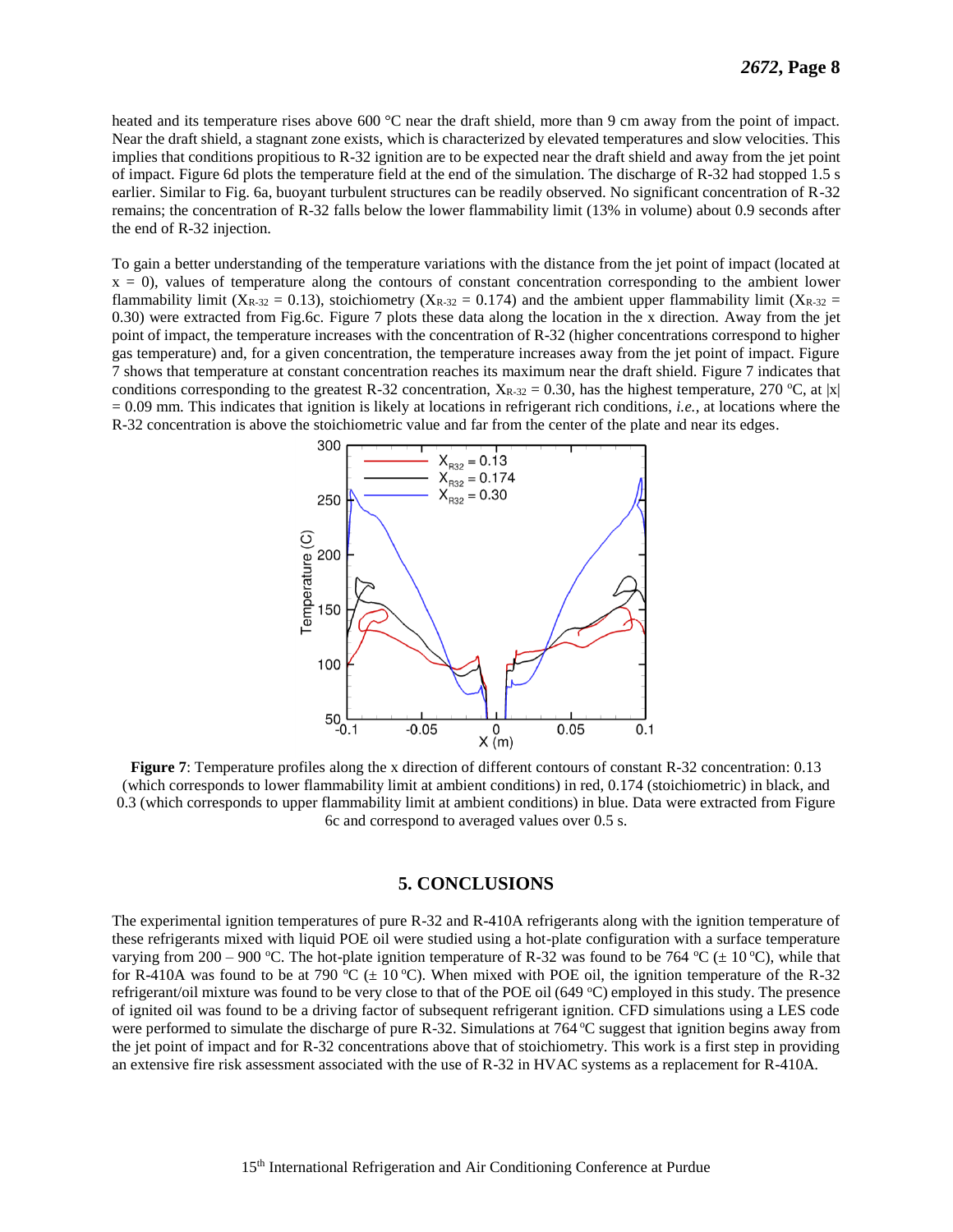heated and its temperature rises above 600 °C near the draft shield, more than 9 cm away from the point of impact. Near the draft shield, a stagnant zone exists, which is characterized by elevated temperatures and slow velocities. This implies that conditions propitious to R-32 ignition are to be expected near the draft shield and away from the jet point of impact. Figure 6d plots the temperature field at the end of the simulation. The discharge of R-32 had stopped 1.5 s earlier. Similar to Fig. 6a, buoyant turbulent structures can be readily observed. No significant concentration of R-32 remains; the concentration of R-32 falls below the lower flammability limit (13% in volume) about 0.9 seconds after the end of R-32 injection.

To gain a better understanding of the temperature variations with the distance from the jet point of impact (located at $x = 0$), values of temperature along the contours of constant concentration corresponding to the ambient lower flammability limit ($X_{R\text{-}32} = 0.13$), stoichiometry ($X_{R\text{-}32} = 0.174$) and the ambient upper flammability limit ($X_{R\text{-}32} = 0.30$) were extracted from Fig.6c. Figure 7 plots these data along the location in the x direction. Away from the jet point of impact, the temperature increases with the concentration of R-32 (higher concentrations correspond to higher gas temperature) and, for a given concentration, the temperature increases away from the jet point of impact. Figure 7 shows that temperature at constant concentration reaches its maximum near the draft shield. Figure 7 indicates that conditions corresponding to the greatest R-32 concentration, $X_{R\text{-}32} = 0.30$, has the highest temperature, 270 °C, at $|x| = 0.09$ mm. This indicates that ignition is likely at locations in refrigerant rich conditions, *i.e.*, at locations where the R-32 concentration is above the stoichiometric value and far from the center of the plate and near its edges.

**Figure 7**: Temperature profiles along the x direction of different contours of constant R-32 concentration: 0.13 (which corresponds to lower flammability limit at ambient conditions) in red, 0.174 (stoichiometric) in black, and 0.3 (which corresponds to upper flammability limit at ambient conditions) in blue. Data were extracted from Figure 6c and correspond to averaged values over 0.5 s.

## 5. CONCLUSIONS

The experimental ignition temperatures of pure R-32 and R-410A refrigerants along with the ignition temperature of these refrigerants mixed with liquid POE oil were studied using a hot-plate configuration with a surface temperature varying from 200 – 900 °C. The hot-plate ignition temperature of R-32 was found to be 764 °C (± 10 °C), while that for R-410A was found to be at 790 °C (± 10 °C). When mixed with POE oil, the ignition temperature of the R-32 refrigerant/oil mixture was found to be very close to that of the POE oil (649 °C) employed in this study. The presence of ignited oil was found to be a driving factor of subsequent refrigerant ignition. CFD simulations using a LES code were performed to simulate the discharge of pure R-32. Simulations at 764 °C suggest that ignition begins away from the jet point of impact and for R-32 concentrations above that of stoichiometry. This work is a first step in providing an extensive fire risk assessment associated with the use of R-32 in HVAC systems as a replacement for R-410A.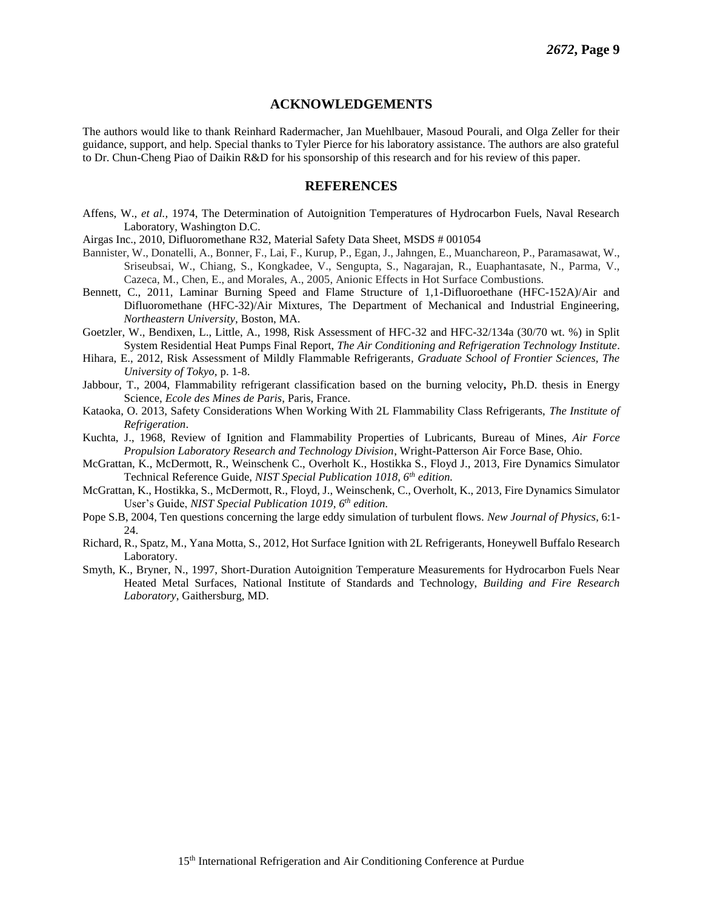## ACKNOWLEDGEMENTS

The authors would like to thank Reinhard Radermacher, Jan Muehlbauer, Masoud Pourali, and Olga Zeller for their guidance, support, and help. Special thanks to Tyler Pierce for his laboratory assistance. The authors are also grateful to Dr. Chun-Cheng Piao of Daikin R&D for his sponsorship of this research and for his review of this paper.

## REFERENCES

Affens, W., *et al.*, 1974, The Determination of Autoignition Temperatures of Hydrocarbon Fuels, Naval Research Laboratory, Washington D.C.

Airgas Inc., 2010, Difluoromethane R32, Material Safety Data Sheet, MSDS # 001054

Bannister, W., Donatelli, A., Bonner, F., Lai, F., Kurup, P., Egan, J., Jahngen, E., Muanchareon, P., Paramasawat, W., Sriseubsai, W., Chiang, S., Kongkadee, V., Sengupta, S., Nagarajan, R., Euaphantasate, N., Parma, V., Cazeca, M., Chen, E., and Morales, A., 2005, Anionic Effects in Hot Surface Combustions.

Bennett, C., 2011, Laminar Burning Speed and Flame Structure of 1,1-Difluoroethane (HFC-152A)/Air and Difluoromethane (HFC-32)/Air Mixtures, The Department of Mechanical and Industrial Engineering, *Northeastern University*, Boston, MA.

Goetzler, W., Bendixen, L., Little, A., 1998, Risk Assessment of HFC-32 and HFC-32/134a (30/70 wt. %) in Split System Residential Heat Pumps Final Report, *The Air Conditioning and Refrigeration Technology Institute*.

Hihara, E., 2012, Risk Assessment of Mildly Flammable Refrigerants, *Graduate School of Frontier Sciences, The University of Tokyo*, p. 1-8.

Jabbour, T., 2004, Flammability refrigerant classification based on the burning velocity**,** Ph.D. thesis in Energy Science, *Ecole des Mines de Paris*, Paris, France.

Kataoka, O. 2013, Safety Considerations When Working With 2L Flammability Class Refrigerants, *The Institute of Refrigeration*.

Kuchta, J., 1968, Review of Ignition and Flammability Properties of Lubricants, Bureau of Mines, *Air Force Propulsion Laboratory Research and Technology Division*, Wright-Patterson Air Force Base, Ohio.

McGrattan, K., McDermott, R., Weinschenk C., Overholt K., Hostikka S., Floyd J., 2013, Fire Dynamics Simulator Technical Reference Guide, *NIST Special Publication 1018, 6th edition.*

McGrattan, K., Hostikka, S., McDermott, R., Floyd, J., Weinschenk, C., Overholt, K., 2013, Fire Dynamics Simulator User's Guide, *NIST Special Publication 1019, 6th edition.*

Pope S.B, 2004, Ten questions concerning the large eddy simulation of turbulent flows. *New Journal of Physics*, 6:1-24.

Richard, R., Spatz, M., Yana Motta, S., 2012, Hot Surface Ignition with 2L Refrigerants, Honeywell Buffalo Research Laboratory.

Smyth, K., Bryner, N., 1997, Short-Duration Autoignition Temperature Measurements for Hydrocarbon Fuels Near Heated Metal Surfaces, National Institute of Standards and Technology, *Building and Fire Research Laboratory*, Gaithersburg, MD.